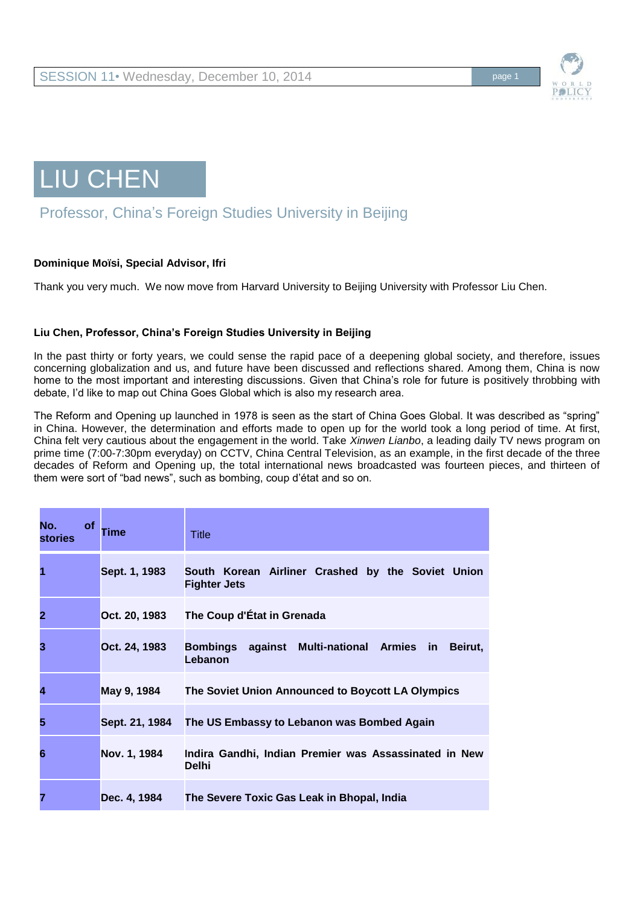# LIU CHEN

## Professor, China's Foreign Studies University in Beijing

**Dominique Moïsi, Special Advisor, Ifri**

Thank you very much. We now move from Harvard University to Beijing University with Professor Liu Chen.

**Liu Chen, Professor, China's Foreign Studies University in Beijing**

In the past thirty or forty years, we could sense the rapid pace of a deepening global society, and therefore, issues concerning globalization and us, and future have been discussed and reflections shared. Among them, China is now home to the most important and interesting discussions. Given that China's role for future is positively throbbing with debate, I'd like to map out China Goes Global which is also my research area.

The Reform and Opening up launched in 1978 is seen as the start of China Goes Global. It was described as "spring" in China. However, the determination and efforts made to open up for the world took a long period of time. At first, China felt very cautious about the engagement in the world. Take *Xinwen Lianbo*, a leading daily TV news program on prime time (7:00-7:30pm everyday) on CCTV, China Central Television, as an example, in the first decade of the three decades of Reform and Opening up, the total international news broadcasted was fourteen pieces, and thirteen of them were sort of "bad news", such as bombing, coup d'état and so on.

| No. of stories | Time | Title |
|---|---|---|
| **1** | **Sept. 1, 1983** | **South Korean Airliner Crashed by the Soviet Union Fighter Jets** |
| **2** | **Oct. 20, 1983** | **The Coup d'État in Grenada** |
| **3** | **Oct. 24, 1983** | **Bombings against Multi-national Armies in Beirut, Lebanon** |
| **4** | **May 9, 1984** | **The Soviet Union Announced to Boycott LA Olympics** |
| **5** | **Sept. 21, 1984** | **The US Embassy to Lebanon was Bombed Again** |
| **6** | **Nov. 1, 1984** | **Indira Gandhi, Indian Premier was Assassinated in New Delhi** |
| **7** | **Dec. 4, 1984** | **The Severe Toxic Gas Leak in Bhopal, India** |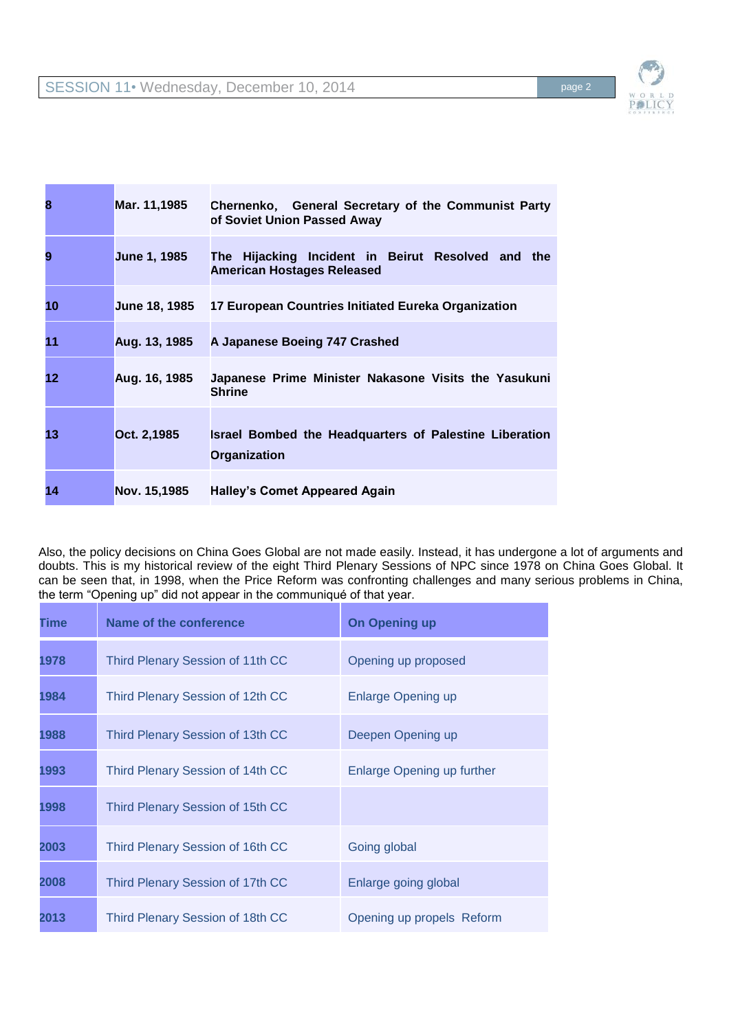| | | |
|---|---|---|
| **8** | **Mar. 11,1985** | **Chernenko, General Secretary of the Communist Party of Soviet Union Passed Away** |
| **9** | **June 1, 1985** | **The Hijacking Incident in Beirut Resolved and the American Hostages Released** |
| **10** | **June 18, 1985** | **17 European Countries Initiated Eureka Organization** |
| **11** | **Aug. 13, 1985** | **A Japanese Boeing 747 Crashed** |
| **12** | **Aug. 16, 1985** | **Japanese Prime Minister Nakasone Visits the Yasukuni Shrine** |
| **13** | **Oct. 2,1985** | **Israel Bombed the Headquarters of Palestine Liberation Organization** |
| **14** | **Nov. 15,1985** | **Halley's Comet Appeared Again** |

Also, the policy decisions on China Goes Global are not made easily. Instead, it has undergone a lot of arguments and doubts. This is my historical review of the eight Third Plenary Sessions of NPC since 1978 on China Goes Global. It can be seen that, in 1998, when the Price Reform was confronting challenges and many serious problems in China, the term "Opening up" did not appear in the communiqué of that year.

| Time | Name of the conference | On Opening up |
|---|---|---|
| 1978 | Third Plenary Session of 11th CC | Opening up proposed |
| 1984 | Third Plenary Session of 12th CC | Enlarge Opening up |
| 1988 | Third Plenary Session of 13th CC | Deepen Opening up |
| 1993 | Third Plenary Session of 14th CC | Enlarge Opening up further |
| 1998 | Third Plenary Session of 15th CC | |
| 2003 | Third Plenary Session of 16th CC | Going global |
| 2008 | Third Plenary Session of 17th CC | Enlarge going global |
| 2013 | Third Plenary Session of 18th CC | Opening up propels Reform |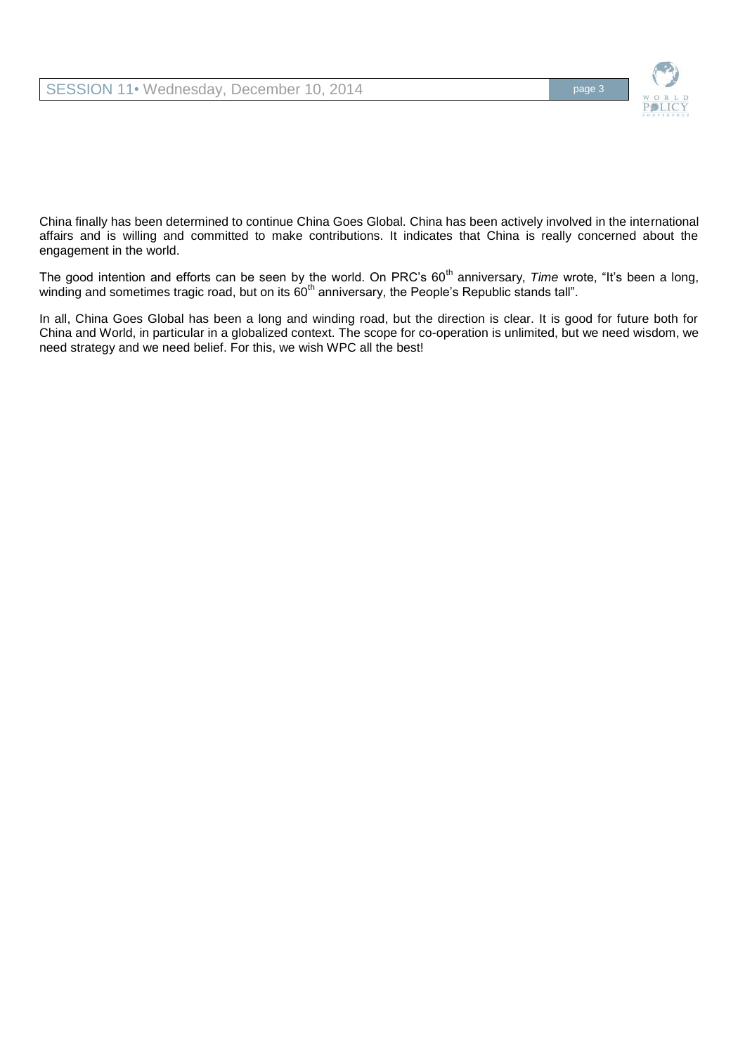China finally has been determined to continue China Goes Global. China has been actively involved in the international affairs and is willing and committed to make contributions. It indicates that China is really concerned about the engagement in the world.

The good intention and efforts can be seen by the world. On PRC's 60th anniversary, *Time* wrote, "It's been a long, winding and sometimes tragic road, but on its 60th anniversary, the People's Republic stands tall".

In all, China Goes Global has been a long and winding road, but the direction is clear. It is good for future both for China and World, in particular in a globalized context. The scope for co-operation is unlimited, but we need wisdom, we need strategy and we need belief. For this, we wish WPC all the best!